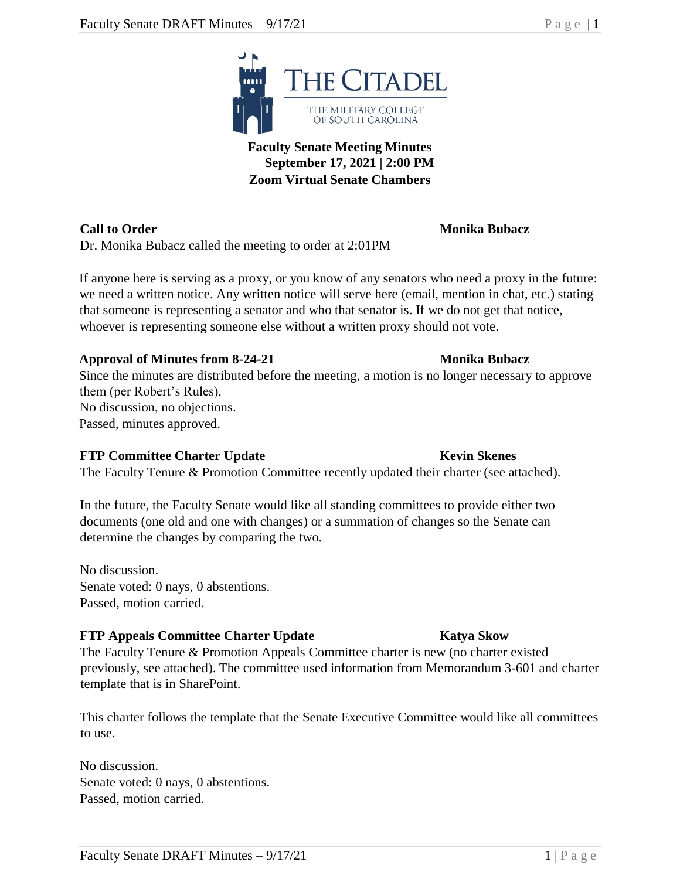THE CITADEL

THE MILITARY COLLEGE OF SOUTH CAROLINA

**Faculty Senate Meeting Minutes**
**September 17, 2021 | 2:00 PM**
**Zoom Virtual Senate Chambers**

**Call to Order** **Monika Bubacz**

Dr. Monika Bubacz called the meeting to order at 2:01PM

If anyone here is serving as a proxy, or you know of any senators who need a proxy in the future: we need a written notice. Any written notice will serve here (email, mention in chat, etc.) stating that someone is representing a senator and who that senator is. If we do not get that notice, whoever is representing someone else without a written proxy should not vote.

**Approval of Minutes from 8-24-21** **Monika Bubacz**

Since the minutes are distributed before the meeting, a motion is no longer necessary to approve them (per Robert's Rules).
No discussion, no objections.
Passed, minutes approved.

**FTP Committee Charter Update** **Kevin Skenes**

The Faculty Tenure & Promotion Committee recently updated their charter (see attached).

In the future, the Faculty Senate would like all standing committees to provide either two documents (one old and one with changes) or a summation of changes so the Senate can determine the changes by comparing the two.

No discussion.
Senate voted: 0 nays, 0 abstentions.
Passed, motion carried.

**FTP Appeals Committee Charter Update** **Katya Skow**

The Faculty Tenure & Promotion Appeals Committee charter is new (no charter existed previously, see attached). The committee used information from Memorandum 3-601 and charter template that is in SharePoint.

This charter follows the template that the Senate Executive Committee would like all committees to use.

No discussion.
Senate voted: 0 nays, 0 abstentions.
Passed, motion carried.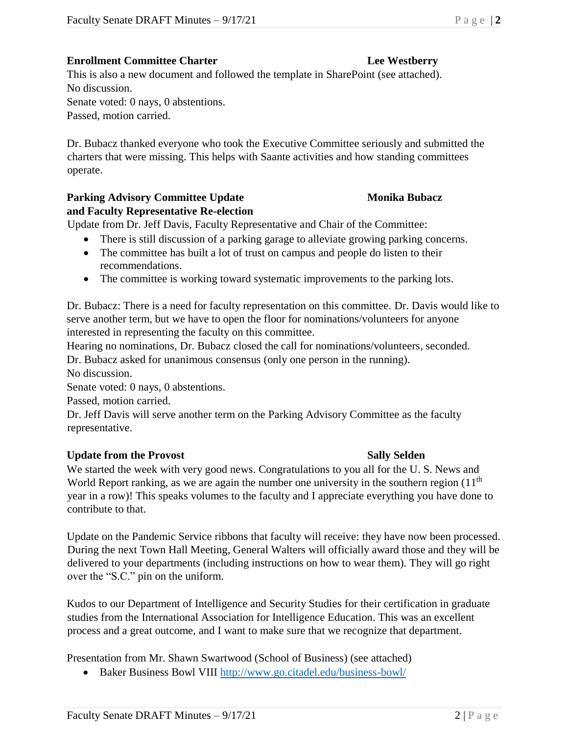**Enrollment Committee Charter** **Lee Westberry**

This is also a new document and followed the template in SharePoint (see attached).
No discussion.
Senate voted: 0 nays, 0 abstentions.
Passed, motion carried.

Dr. Bubacz thanked everyone who took the Executive Committee seriously and submitted the charters that were missing. This helps with Saante activities and how standing committees operate.

**Parking Advisory Committee Update and Faculty Representative Re-election** **Monika Bubacz**

Update from Dr. Jeff Davis, Faculty Representative and Chair of the Committee:

- There is still discussion of a parking garage to alleviate growing parking concerns.
- The committee has built a lot of trust on campus and people do listen to their recommendations.
- The committee is working toward systematic improvements to the parking lots.

Dr. Bubacz: There is a need for faculty representation on this committee. Dr. Davis would like to serve another term, but we have to open the floor for nominations/volunteers for anyone interested in representing the faculty on this committee.
Hearing no nominations, Dr. Bubacz closed the call for nominations/volunteers, seconded.
Dr. Bubacz asked for unanimous consensus (only one person in the running).
No discussion.
Senate voted: 0 nays, 0 abstentions.
Passed, motion carried.
Dr. Jeff Davis will serve another term on the Parking Advisory Committee as the faculty representative.

**Update from the Provost** **Sally Selden**

We started the week with very good news. Congratulations to you all for the U. S. News and World Report ranking, as we are again the number one university in the southern region (11th year in a row)! This speaks volumes to the faculty and I appreciate everything you have done to contribute to that.

Update on the Pandemic Service ribbons that faculty will receive: they have now been processed. During the next Town Hall Meeting, General Walters will officially award those and they will be delivered to your departments (including instructions on how to wear them). They will go right over the "S.C." pin on the uniform.

Kudos to our Department of Intelligence and Security Studies for their certification in graduate studies from the International Association for Intelligence Education. This was an excellent process and a great outcome, and I want to make sure that we recognize that department.

Presentation from Mr. Shawn Swartwood (School of Business) (see attached)

- Baker Business Bowl VIII http://www.go.citadel.edu/business-bowl/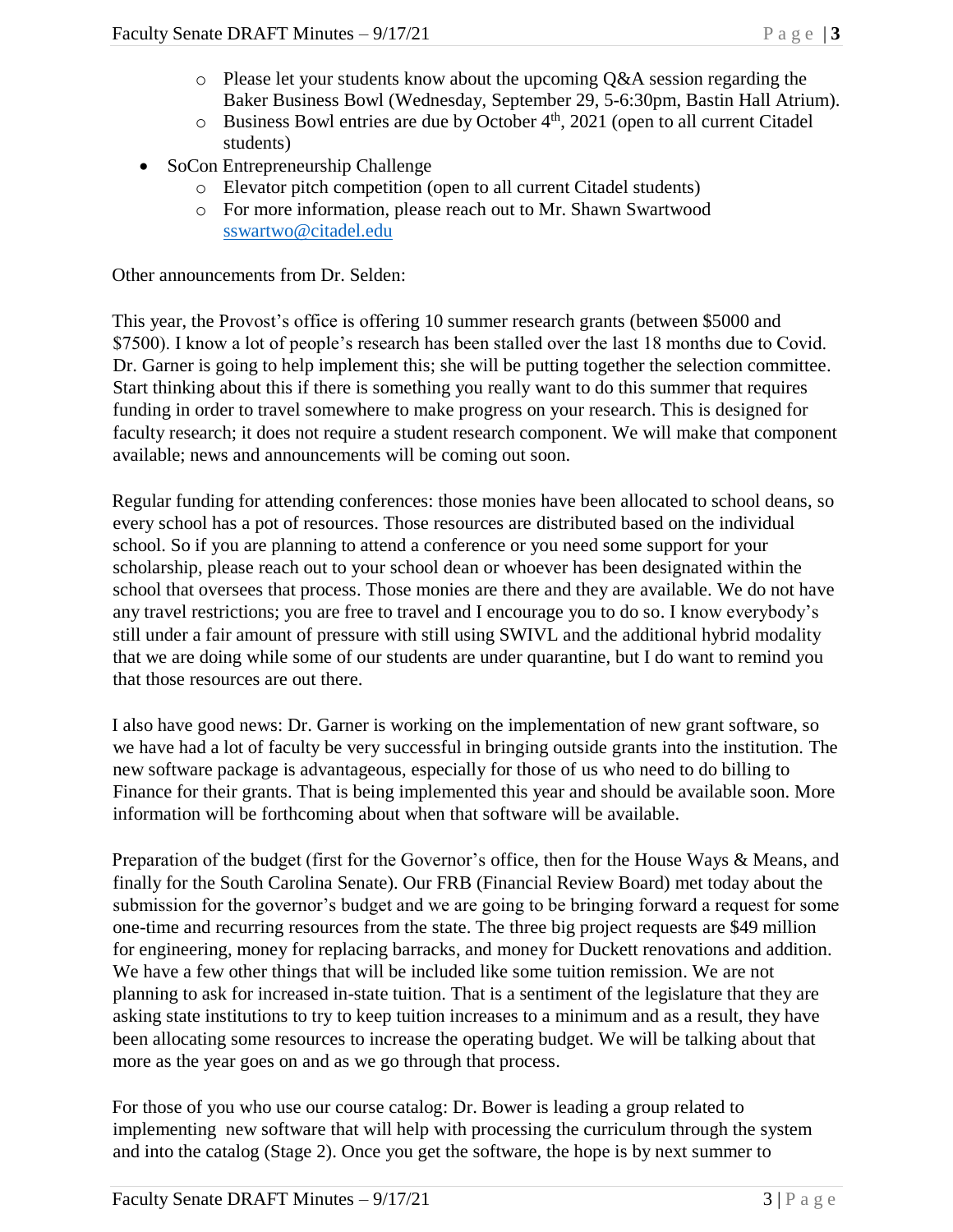- Please let your students know about the upcoming Q&A session regarding the Baker Business Bowl (Wednesday, September 29, 5-6:30pm, Bastin Hall Atrium).
    - Business Bowl entries are due by October 4th, 2021 (open to all current Citadel students)
- SoCon Entrepreneurship Challenge
    - Elevator pitch competition (open to all current Citadel students)
    - For more information, please reach out to Mr. Shawn Swartwood sswartwo@citadel.edu

Other announcements from Dr. Selden:

This year, the Provost's office is offering 10 summer research grants (between $5000 and $7500). I know a lot of people's research has been stalled over the last 18 months due to Covid. Dr. Garner is going to help implement this; she will be putting together the selection committee. Start thinking about this if there is something you really want to do this summer that requires funding in order to travel somewhere to make progress on your research. This is designed for faculty research; it does not require a student research component. We will make that component available; news and announcements will be coming out soon.

Regular funding for attending conferences: those monies have been allocated to school deans, so every school has a pot of resources. Those resources are distributed based on the individual school. So if you are planning to attend a conference or you need some support for your scholarship, please reach out to your school dean or whoever has been designated within the school that oversees that process. Those monies are there and they are available. We do not have any travel restrictions; you are free to travel and I encourage you to do so. I know everybody's still under a fair amount of pressure with still using SWIVL and the additional hybrid modality that we are doing while some of our students are under quarantine, but I do want to remind you that those resources are out there.

I also have good news: Dr. Garner is working on the implementation of new grant software, so we have had a lot of faculty be very successful in bringing outside grants into the institution. The new software package is advantageous, especially for those of us who need to do billing to Finance for their grants. That is being implemented this year and should be available soon. More information will be forthcoming about when that software will be available.

Preparation of the budget (first for the Governor's office, then for the House Ways & Means, and finally for the South Carolina Senate). Our FRB (Financial Review Board) met today about the submission for the governor's budget and we are going to be bringing forward a request for some one-time and recurring resources from the state. The three big project requests are $49 million for engineering, money for replacing barracks, and money for Duckett renovations and addition. We have a few other things that will be included like some tuition remission. We are not planning to ask for increased in-state tuition. That is a sentiment of the legislature that they are asking state institutions to try to keep tuition increases to a minimum and as a result, they have been allocating some resources to increase the operating budget. We will be talking about that more as the year goes on and as we go through that process.

For those of you who use our course catalog: Dr. Bower is leading a group related to implementing new software that will help with processing the curriculum through the system and into the catalog (Stage 2). Once you get the software, the hope is by next summer to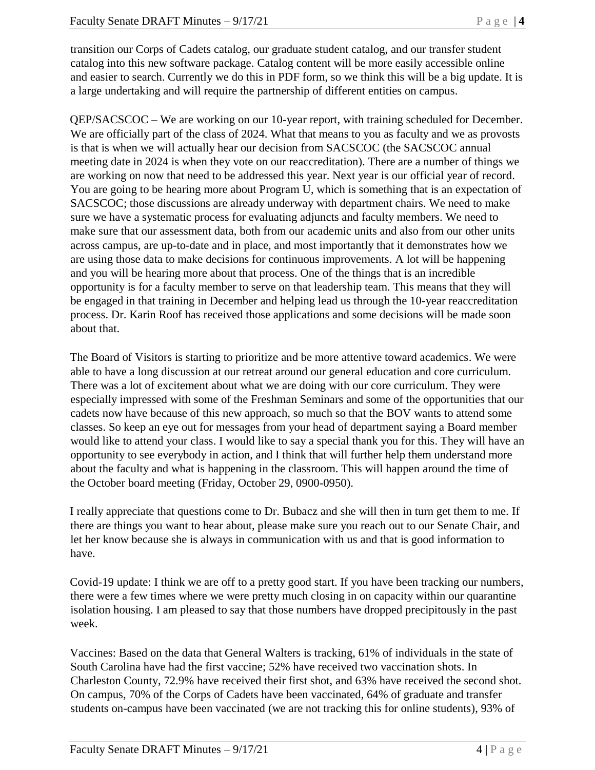transition our Corps of Cadets catalog, our graduate student catalog, and our transfer student catalog into this new software package. Catalog content will be more easily accessible online and easier to search. Currently we do this in PDF form, so we think this will be a big update. It is a large undertaking and will require the partnership of different entities on campus.

QEP/SACSCOC – We are working on our 10-year report, with training scheduled for December. We are officially part of the class of 2024. What that means to you as faculty and we as provosts is that is when we will actually hear our decision from SACSCOC (the SACSCOC annual meeting date in 2024 is when they vote on our reaccreditation). There are a number of things we are working on now that need to be addressed this year. Next year is our official year of record. You are going to be hearing more about Program U, which is something that is an expectation of SACSCOC; those discussions are already underway with department chairs. We need to make sure we have a systematic process for evaluating adjuncts and faculty members. We need to make sure that our assessment data, both from our academic units and also from our other units across campus, are up-to-date and in place, and most importantly that it demonstrates how we are using those data to make decisions for continuous improvements. A lot will be happening and you will be hearing more about that process. One of the things that is an incredible opportunity is for a faculty member to serve on that leadership team. This means that they will be engaged in that training in December and helping lead us through the 10-year reaccreditation process. Dr. Karin Roof has received those applications and some decisions will be made soon about that.

The Board of Visitors is starting to prioritize and be more attentive toward academics. We were able to have a long discussion at our retreat around our general education and core curriculum. There was a lot of excitement about what we are doing with our core curriculum. They were especially impressed with some of the Freshman Seminars and some of the opportunities that our cadets now have because of this new approach, so much so that the BOV wants to attend some classes. So keep an eye out for messages from your head of department saying a Board member would like to attend your class. I would like to say a special thank you for this. They will have an opportunity to see everybody in action, and I think that will further help them understand more about the faculty and what is happening in the classroom. This will happen around the time of the October board meeting (Friday, October 29, 0900-0950).

I really appreciate that questions come to Dr. Bubacz and she will then in turn get them to me. If there are things you want to hear about, please make sure you reach out to our Senate Chair, and let her know because she is always in communication with us and that is good information to have.

Covid-19 update: I think we are off to a pretty good start. If you have been tracking our numbers, there were a few times where we were pretty much closing in on capacity within our quarantine isolation housing. I am pleased to say that those numbers have dropped precipitously in the past week.

Vaccines: Based on the data that General Walters is tracking, 61% of individuals in the state of South Carolina have had the first vaccine; 52% have received two vaccination shots. In Charleston County, 72.9% have received their first shot, and 63% have received the second shot. On campus, 70% of the Corps of Cadets have been vaccinated, 64% of graduate and transfer students on-campus have been vaccinated (we are not tracking this for online students), 93% of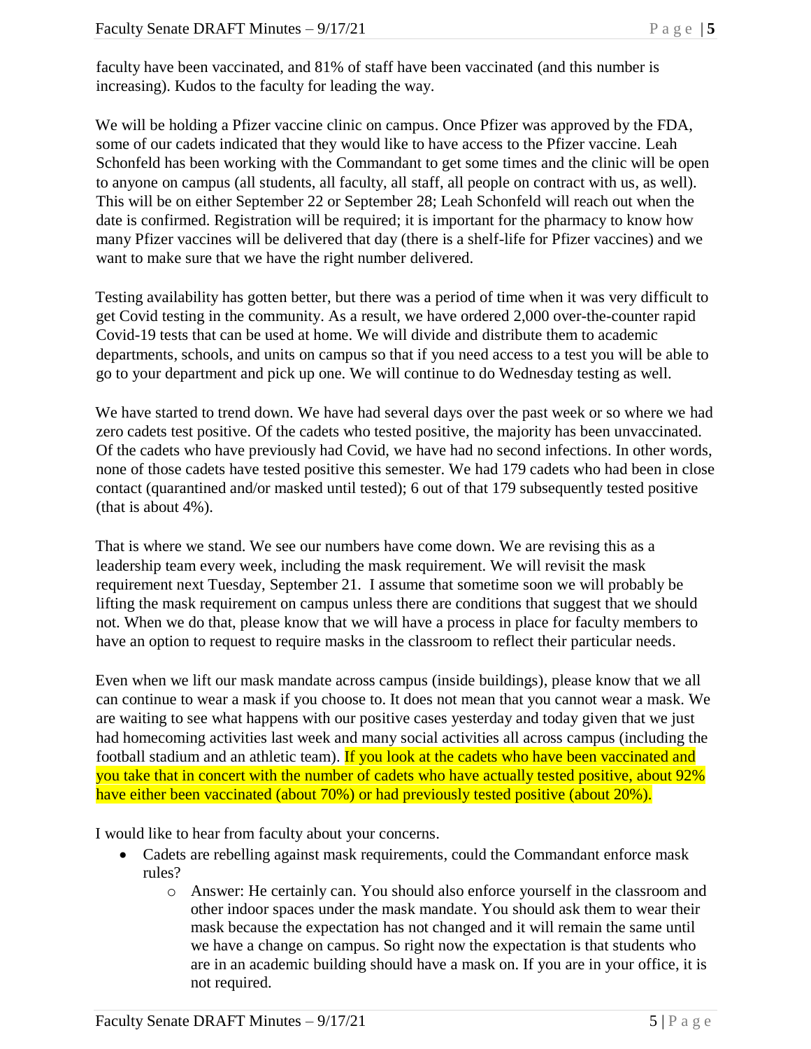faculty have been vaccinated, and 81% of staff have been vaccinated (and this number is increasing). Kudos to the faculty for leading the way.

We will be holding a Pfizer vaccine clinic on campus. Once Pfizer was approved by the FDA, some of our cadets indicated that they would like to have access to the Pfizer vaccine. Leah Schonfeld has been working with the Commandant to get some times and the clinic will be open to anyone on campus (all students, all faculty, all staff, all people on contract with us, as well). This will be on either September 22 or September 28; Leah Schonfeld will reach out when the date is confirmed. Registration will be required; it is important for the pharmacy to know how many Pfizer vaccines will be delivered that day (there is a shelf-life for Pfizer vaccines) and we want to make sure that we have the right number delivered.

Testing availability has gotten better, but there was a period of time when it was very difficult to get Covid testing in the community. As a result, we have ordered 2,000 over-the-counter rapid Covid-19 tests that can be used at home. We will divide and distribute them to academic departments, schools, and units on campus so that if you need access to a test you will be able to go to your department and pick up one. We will continue to do Wednesday testing as well.

We have started to trend down. We have had several days over the past week or so where we had zero cadets test positive. Of the cadets who tested positive, the majority has been unvaccinated. Of the cadets who have previously had Covid, we have had no second infections. In other words, none of those cadets have tested positive this semester. We had 179 cadets who had been in close contact (quarantined and/or masked until tested); 6 out of that 179 subsequently tested positive (that is about 4%).

That is where we stand. We see our numbers have come down. We are revising this as a leadership team every week, including the mask requirement. We will revisit the mask requirement next Tuesday, September 21. I assume that sometime soon we will probably be lifting the mask requirement on campus unless there are conditions that suggest that we should not. When we do that, please know that we will have a process in place for faculty members to have an option to request to require masks in the classroom to reflect their particular needs.

Even when we lift our mask mandate across campus (inside buildings), please know that we all can continue to wear a mask if you choose to. It does not mean that you cannot wear a mask. We are waiting to see what happens with our positive cases yesterday and today given that we just had homecoming activities last week and many social activities all across campus (including the football stadium and an athletic team). If you look at the cadets who have been vaccinated and you take that in concert with the number of cadets who have actually tested positive, about 92% have either been vaccinated (about 70%) or had previously tested positive (about 20%).

I would like to hear from faculty about your concerns.

- Cadets are rebelling against mask requirements, could the Commandant enforce mask rules?
    - Answer: He certainly can. You should also enforce yourself in the classroom and other indoor spaces under the mask mandate. You should ask them to wear their mask because the expectation has not changed and it will remain the same until we have a change on campus. So right now the expectation is that students who are in an academic building should have a mask on. If you are in your office, it is not required.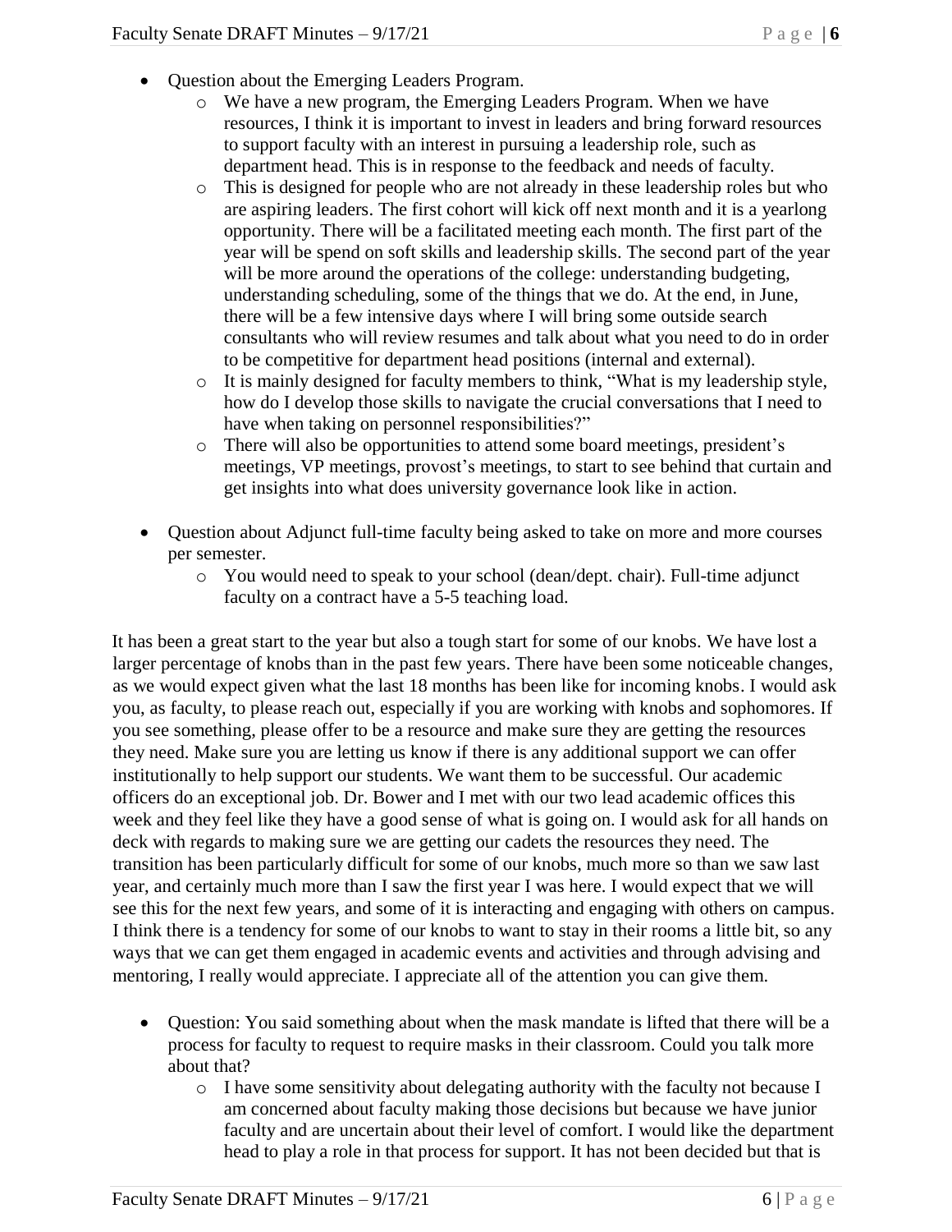- Question about the Emerging Leaders Program.
    - We have a new program, the Emerging Leaders Program. When we have resources, I think it is important to invest in leaders and bring forward resources to support faculty with an interest in pursuing a leadership role, such as department head. This is in response to the feedback and needs of faculty.
    - This is designed for people who are not already in these leadership roles but who are aspiring leaders. The first cohort will kick off next month and it is a yearlong opportunity. There will be a facilitated meeting each month. The first part of the year will be spend on soft skills and leadership skills. The second part of the year will be more around the operations of the college: understanding budgeting, understanding scheduling, some of the things that we do. At the end, in June, there will be a few intensive days where I will bring some outside search consultants who will review resumes and talk about what you need to do in order to be competitive for department head positions (internal and external).
    - It is mainly designed for faculty members to think, "What is my leadership style, how do I develop those skills to navigate the crucial conversations that I need to have when taking on personnel responsibilities?"
    - There will also be opportunities to attend some board meetings, president's meetings, VP meetings, provost's meetings, to start to see behind that curtain and get insights into what does university governance look like in action.

- Question about Adjunct full-time faculty being asked to take on more and more courses per semester.
    - You would need to speak to your school (dean/dept. chair). Full-time adjunct faculty on a contract have a 5-5 teaching load.

It has been a great start to the year but also a tough start for some of our knobs. We have lost a larger percentage of knobs than in the past few years. There have been some noticeable changes, as we would expect given what the last 18 months has been like for incoming knobs. I would ask you, as faculty, to please reach out, especially if you are working with knobs and sophomores. If you see something, please offer to be a resource and make sure they are getting the resources they need. Make sure you are letting us know if there is any additional support we can offer institutionally to help support our students. We want them to be successful. Our academic officers do an exceptional job. Dr. Bower and I met with our two lead academic offices this week and they feel like they have a good sense of what is going on. I would ask for all hands on deck with regards to making sure we are getting our cadets the resources they need. The transition has been particularly difficult for some of our knobs, much more so than we saw last year, and certainly much more than I saw the first year I was here. I would expect that we will see this for the next few years, and some of it is interacting and engaging with others on campus. I think there is a tendency for some of our knobs to want to stay in their rooms a little bit, so any ways that we can get them engaged in academic events and activities and through advising and mentoring, I really would appreciate. I appreciate all of the attention you can give them.

- Question: You said something about when the mask mandate is lifted that there will be a process for faculty to request to require masks in their classroom. Could you talk more about that?
    - I have some sensitivity about delegating authority with the faculty not because I am concerned about faculty making those decisions but because we have junior faculty and are uncertain about their level of comfort. I would like the department head to play a role in that process for support. It has not been decided but that is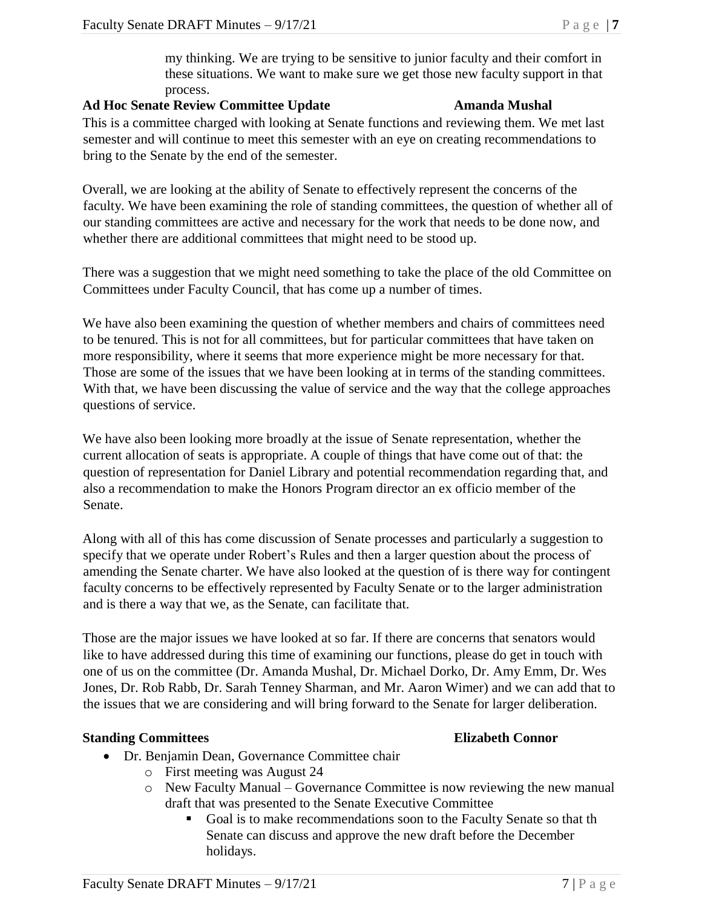my thinking. We are trying to be sensitive to junior faculty and their comfort in these situations. We want to make sure we get those new faculty support in that process.

**Ad Hoc Senate Review Committee Update** **Amanda Mushal**

This is a committee charged with looking at Senate functions and reviewing them. We met last semester and will continue to meet this semester with an eye on creating recommendations to bring to the Senate by the end of the semester.

Overall, we are looking at the ability of Senate to effectively represent the concerns of the faculty. We have been examining the role of standing committees, the question of whether all of our standing committees are active and necessary for the work that needs to be done now, and whether there are additional committees that might need to be stood up.

There was a suggestion that we might need something to take the place of the old Committee on Committees under Faculty Council, that has come up a number of times.

We have also been examining the question of whether members and chairs of committees need to be tenured. This is not for all committees, but for particular committees that have taken on more responsibility, where it seems that more experience might be more necessary for that. Those are some of the issues that we have been looking at in terms of the standing committees. With that, we have been discussing the value of service and the way that the college approaches questions of service.

We have also been looking more broadly at the issue of Senate representation, whether the current allocation of seats is appropriate. A couple of things that have come out of that: the question of representation for Daniel Library and potential recommendation regarding that, and also a recommendation to make the Honors Program director an ex officio member of the Senate.

Along with all of this has come discussion of Senate processes and particularly a suggestion to specify that we operate under Robert's Rules and then a larger question about the process of amending the Senate charter. We have also looked at the question of is there way for contingent faculty concerns to be effectively represented by Faculty Senate or to the larger administration and is there a way that we, as the Senate, can facilitate that.

Those are the major issues we have looked at so far. If there are concerns that senators would like to have addressed during this time of examining our functions, please do get in touch with one of us on the committee (Dr. Amanda Mushal, Dr. Michael Dorko, Dr. Amy Emm, Dr. Wes Jones, Dr. Rob Rabb, Dr. Sarah Tenney Sharman, and Mr. Aaron Wimer) and we can add that to the issues that we are considering and will bring forward to the Senate for larger deliberation.

**Standing Committees** **Elizabeth Connor**

- Dr. Benjamin Dean, Governance Committee chair
  - First meeting was August 24
  - New Faculty Manual – Governance Committee is now reviewing the new manual draft that was presented to the Senate Executive Committee
    - Goal is to make recommendations soon to the Faculty Senate so that th Senate can discuss and approve the new draft before the December holidays.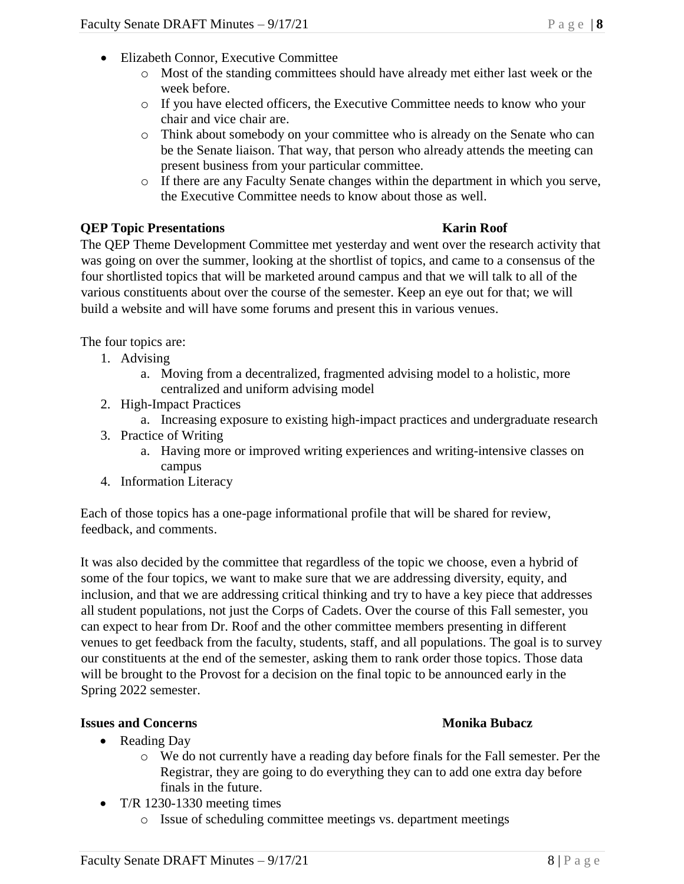- Elizabeth Connor, Executive Committee
  - Most of the standing committees should have already met either last week or the week before.
  - If you have elected officers, the Executive Committee needs to know who your chair and vice chair are.
  - Think about somebody on your committee who is already on the Senate who can be the Senate liaison. That way, that person who already attends the meeting can present business from your particular committee.
  - If there are any Faculty Senate changes within the department in which you serve, the Executive Committee needs to know about those as well.

**QEP Topic Presentations** **Karin Roof**

The QEP Theme Development Committee met yesterday and went over the research activity that was going on over the summer, looking at the shortlist of topics, and came to a consensus of the four shortlisted topics that will be marketed around campus and that we will talk to all of the various constituents about over the course of the semester. Keep an eye out for that; we will build a website and will have some forums and present this in various venues.

The four topics are:

1. Advising
   a. Moving from a decentralized, fragmented advising model to a holistic, more centralized and uniform advising model
2. High-Impact Practices
   a. Increasing exposure to existing high-impact practices and undergraduate research
3. Practice of Writing
   a. Having more or improved writing experiences and writing-intensive classes on campus
4. Information Literacy

Each of those topics has a one-page informational profile that will be shared for review, feedback, and comments.

It was also decided by the committee that regardless of the topic we choose, even a hybrid of some of the four topics, we want to make sure that we are addressing diversity, equity, and inclusion, and that we are addressing critical thinking and try to have a key piece that addresses all student populations, not just the Corps of Cadets. Over the course of this Fall semester, you can expect to hear from Dr. Roof and the other committee members presenting in different venues to get feedback from the faculty, students, staff, and all populations. The goal is to survey our constituents at the end of the semester, asking them to rank order those topics. Those data will be brought to the Provost for a decision on the final topic to be announced early in the Spring 2022 semester.

**Issues and Concerns** **Monika Bubacz**

- Reading Day
  - We do not currently have a reading day before finals for the Fall semester. Per the Registrar, they are going to do everything they can to add one extra day before finals in the future.
- T/R 1230-1330 meeting times
  - Issue of scheduling committee meetings vs. department meetings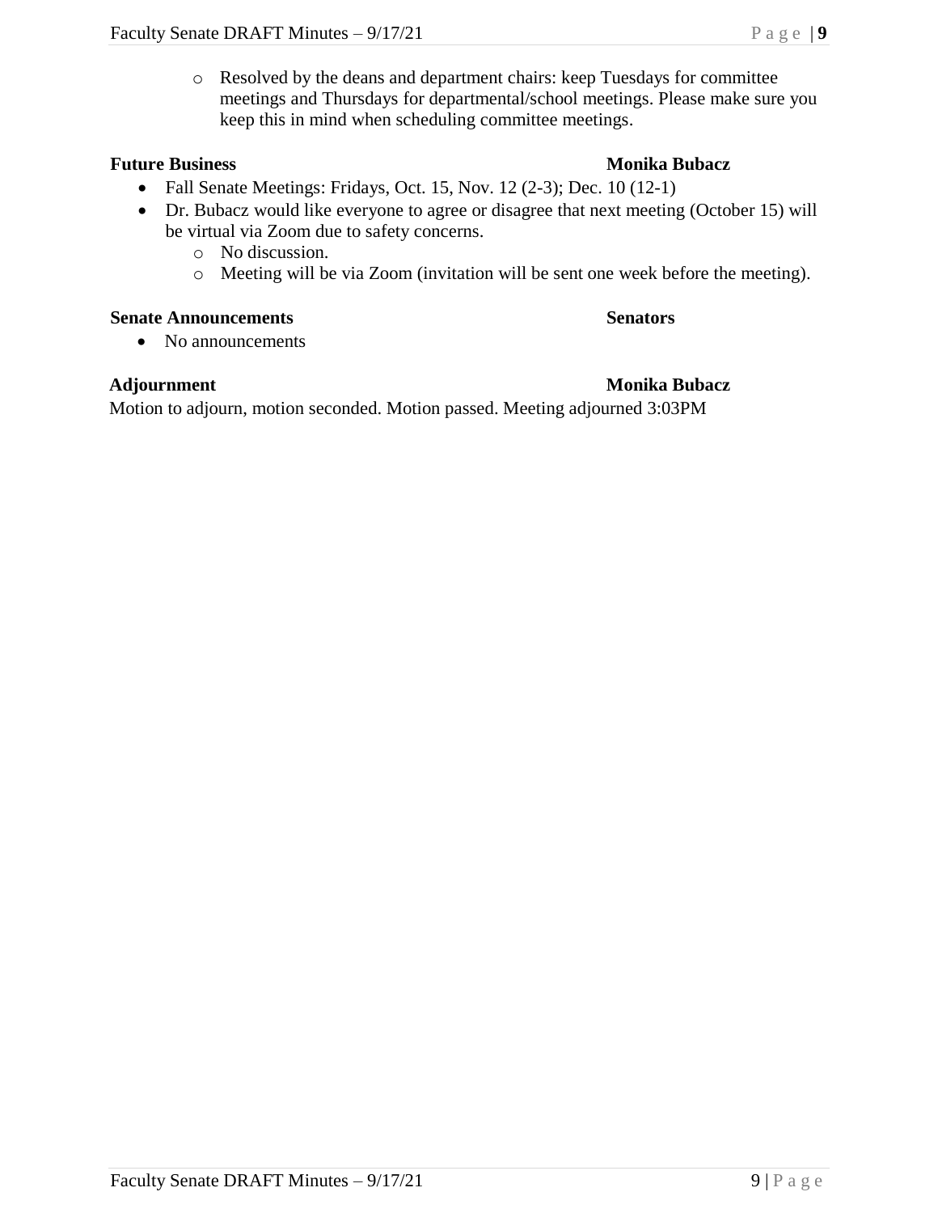- Resolved by the deans and department chairs: keep Tuesdays for committee meetings and Thursdays for departmental/school meetings. Please make sure you keep this in mind when scheduling committee meetings.

**Future Business** **Monika Bubacz**

- Fall Senate Meetings: Fridays, Oct. 15, Nov. 12 (2-3); Dec. 10 (12-1)
- Dr. Bubacz would like everyone to agree or disagree that next meeting (October 15) will be virtual via Zoom due to safety concerns.
  - No discussion.
  - Meeting will be via Zoom (invitation will be sent one week before the meeting).

**Senate Announcements** **Senators**

- No announcements

**Adjournment** **Monika Bubacz**

Motion to adjourn, motion seconded. Motion passed. Meeting adjourned 3:03PM